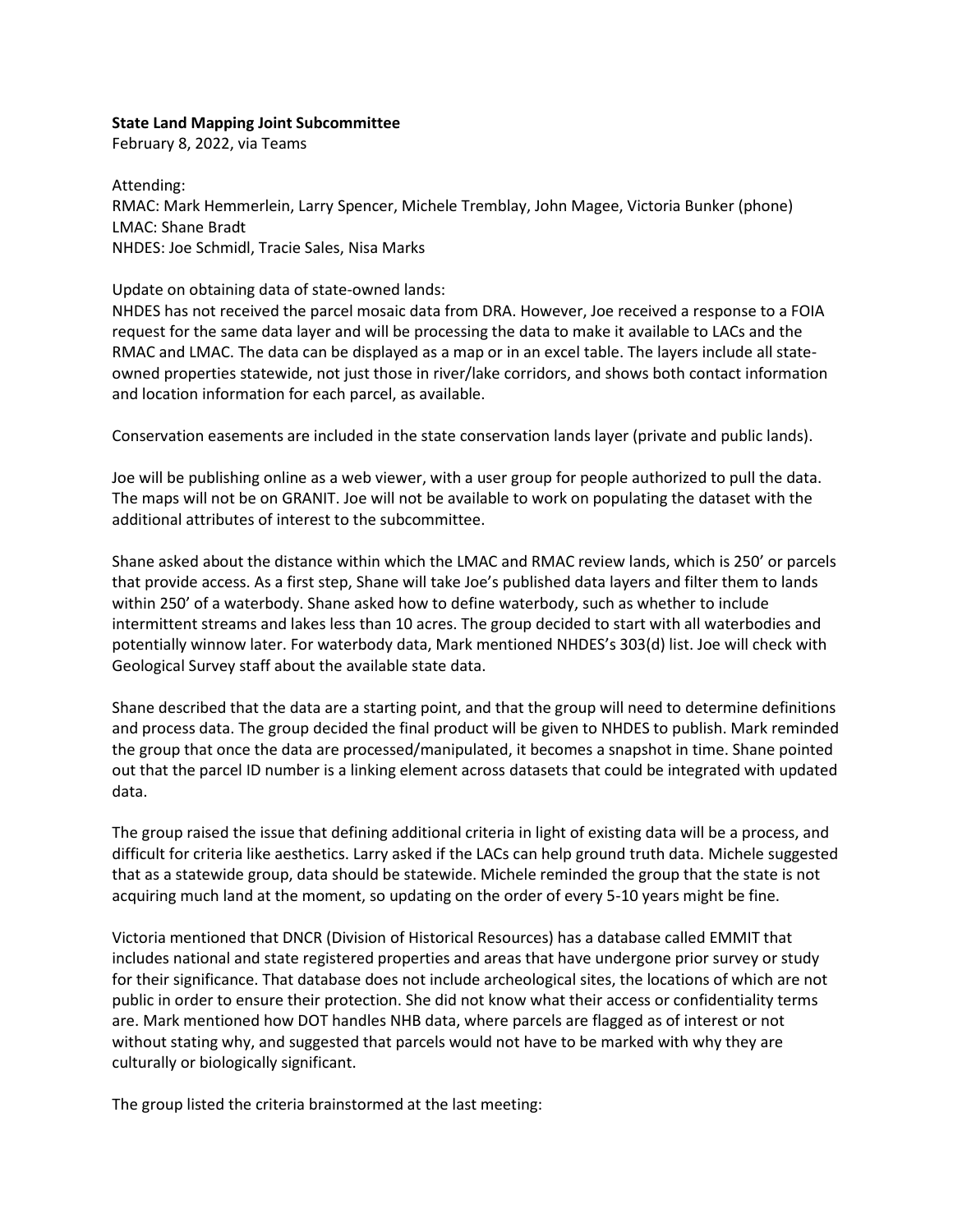**State Land Mapping Joint Subcommittee**
February 8, 2022, via Teams

Attending:
RMAC: Mark Hemmerlein, Larry Spencer, Michele Tremblay, John Magee, Victoria Bunker (phone)
LMAC: Shane Bradt
NHDES: Joe Schmidl, Tracie Sales, Nisa Marks

Update on obtaining data of state-owned lands:
NHDES has not received the parcel mosaic data from DRA. However, Joe received a response to a FOIA request for the same data layer and will be processing the data to make it available to LACs and the RMAC and LMAC. The data can be displayed as a map or in an excel table. The layers include all state-owned properties statewide, not just those in river/lake corridors, and shows both contact information and location information for each parcel, as available.

Conservation easements are included in the state conservation lands layer (private and public lands).

Joe will be publishing online as a web viewer, with a user group for people authorized to pull the data. The maps will not be on GRANIT. Joe will not be available to work on populating the dataset with the additional attributes of interest to the subcommittee.

Shane asked about the distance within which the LMAC and RMAC review lands, which is 250' or parcels that provide access. As a first step, Shane will take Joe's published data layers and filter them to lands within 250' of a waterbody. Shane asked how to define waterbody, such as whether to include intermittent streams and lakes less than 10 acres. The group decided to start with all waterbodies and potentially winnow later. For waterbody data, Mark mentioned NHDES's 303(d) list. Joe will check with Geological Survey staff about the available state data.

Shane described that the data are a starting point, and that the group will need to determine definitions and process data. The group decided the final product will be given to NHDES to publish. Mark reminded the group that once the data are processed/manipulated, it becomes a snapshot in time. Shane pointed out that the parcel ID number is a linking element across datasets that could be integrated with updated data.

The group raised the issue that defining additional criteria in light of existing data will be a process, and difficult for criteria like aesthetics. Larry asked if the LACs can help ground truth data. Michele suggested that as a statewide group, data should be statewide. Michele reminded the group that the state is not acquiring much land at the moment, so updating on the order of every 5-10 years might be fine.

Victoria mentioned that DNCR (Division of Historical Resources) has a database called EMMIT that includes national and state registered properties and areas that have undergone prior survey or study for their significance. That database does not include archeological sites, the locations of which are not public in order to ensure their protection. She did not know what their access or confidentiality terms are. Mark mentioned how DOT handles NHB data, where parcels are flagged as of interest or not without stating why, and suggested that parcels would not have to be marked with why they are culturally or biologically significant.

The group listed the criteria brainstormed at the last meeting: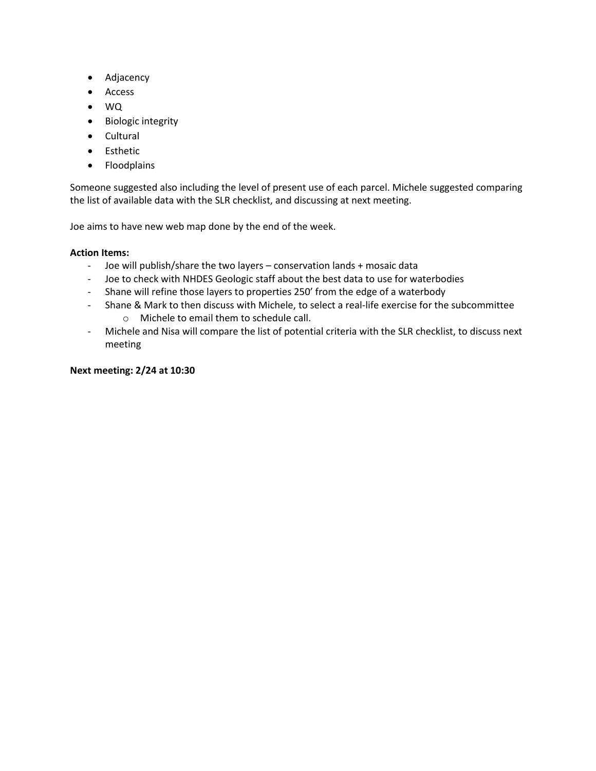- Adjacency
- Access
- WQ
- Biologic integrity
- Cultural
- Esthetic
- Floodplains

Someone suggested also including the level of present use of each parcel. Michele suggested comparing the list of available data with the SLR checklist, and discussing at next meeting.

Joe aims to have new web map done by the end of the week.

**Action Items:**

- Joe will publish/share the two layers – conservation lands + mosaic data
- Joe to check with NHDES Geologic staff about the best data to use for waterbodies
- Shane will refine those layers to properties 250' from the edge of a waterbody
- Shane & Mark to then discuss with Michele, to select a real-life exercise for the subcommittee
  - Michele to email them to schedule call.
- Michele and Nisa will compare the list of potential criteria with the SLR checklist, to discuss next meeting

**Next meeting: 2/24 at 10:30**